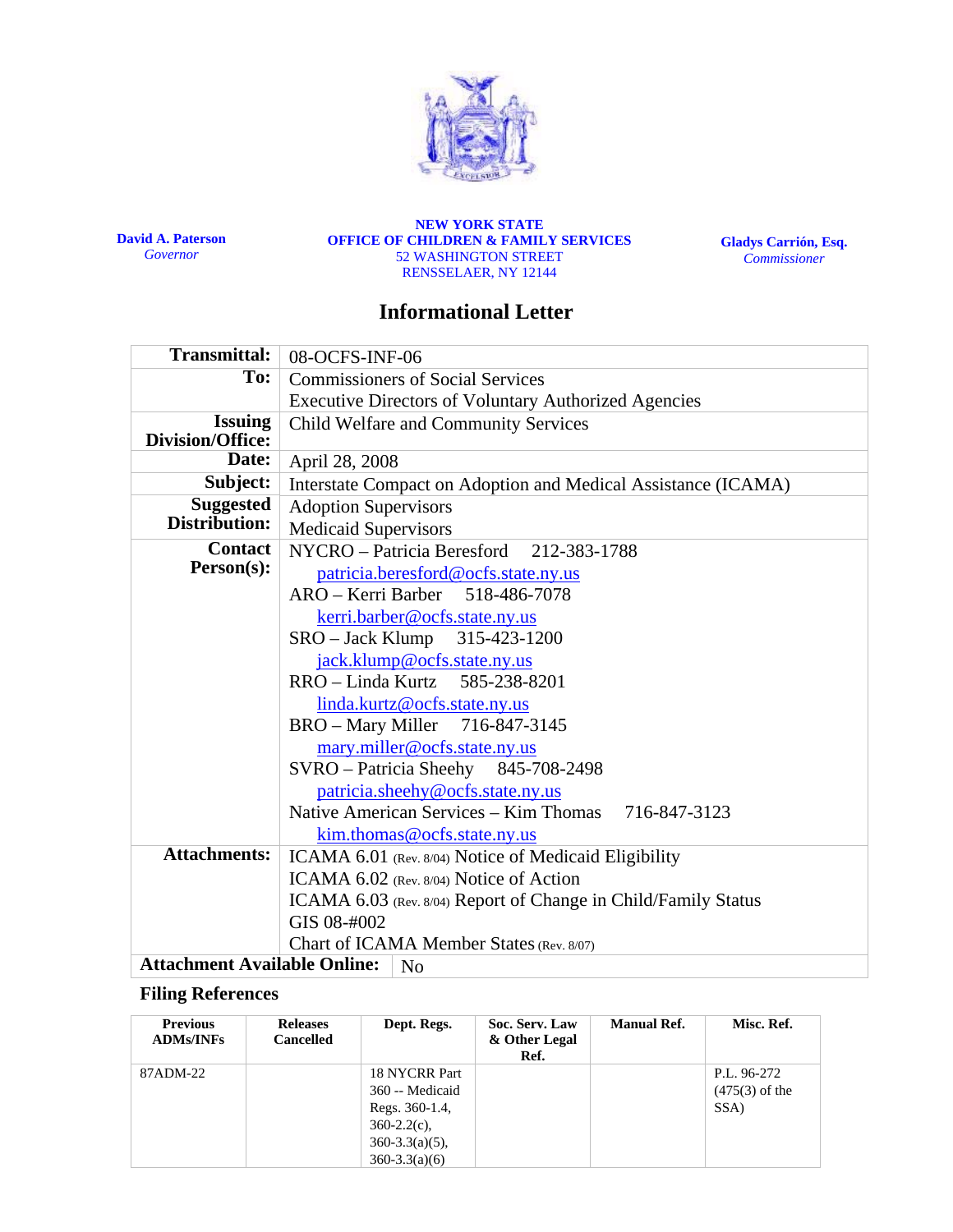**David A. Paterson**
*Governor*

**NEW YORK STATE**
**OFFICE OF CHILDREN & FAMILY SERVICES**
52 WASHINGTON STREET
RENSSELAER, NY 12144

**Gladys Carrión, Esq.**
*Commissioner*

# Informational Letter

| | |
|---|---|
| **Transmittal:** | 08-OCFS-INF-06 |
| **To:** | Commissioners of Social Services<br>Executive Directors of Voluntary Authorized Agencies |
| **Issuing Division/Office:** | Child Welfare and Community Services |
| **Date:** | April 28, 2008 |
| **Subject:** | Interstate Compact on Adoption and Medical Assistance (ICAMA) |
| **Suggested Distribution:** | Adoption Supervisors<br>Medicaid Supervisors |
| **Contact Person(s):** | NYCRO – Patricia Beresford 212-383-1788<br>patricia.beresford@ocfs.state.ny.us<br>ARO – Kerri Barber 518-486-7078<br>kerri.barber@ocfs.state.ny.us<br>SRO – Jack Klump 315-423-1200<br>jack.klump@ocfs.state.ny.us<br>RRO – Linda Kurtz 585-238-8201<br>linda.kurtz@ocfs.state.ny.us<br>BRO – Mary Miller 716-847-3145<br>mary.miller@ocfs.state.ny.us<br>SVRO – Patricia Sheehy 845-708-2498<br>patricia.sheehy@ocfs.state.ny.us<br>Native American Services – Kim Thomas 716-847-3123<br>kim.thomas@ocfs.state.ny.us |
| **Attachments:** | ICAMA 6.01 (Rev. 8/04) Notice of Medicaid Eligibility<br>ICAMA 6.02 (Rev. 8/04) Notice of Action<br>ICAMA 6.03 (Rev. 8/04) Report of Change in Child/Family Status<br>GIS 08-#002<br>Chart of ICAMA Member States (Rev. 8/07) |
| **Attachment Available Online:** | No |

## Filing References

| Previous ADMs/INFs | Releases Cancelled | Dept. Regs. | Soc. Serv. Law & Other Legal Ref. | Manual Ref. | Misc. Ref. |
|---|---|---|---|---|---|
| 87ADM-22 | | 18 NYCRR Part 360 -- Medicaid Regs. 360-1.4, 360-2.2(c), 360-3.3(a)(5), 360-3.3(a)(6) | | | P.L. 96-272 (475(3) of the SSA) |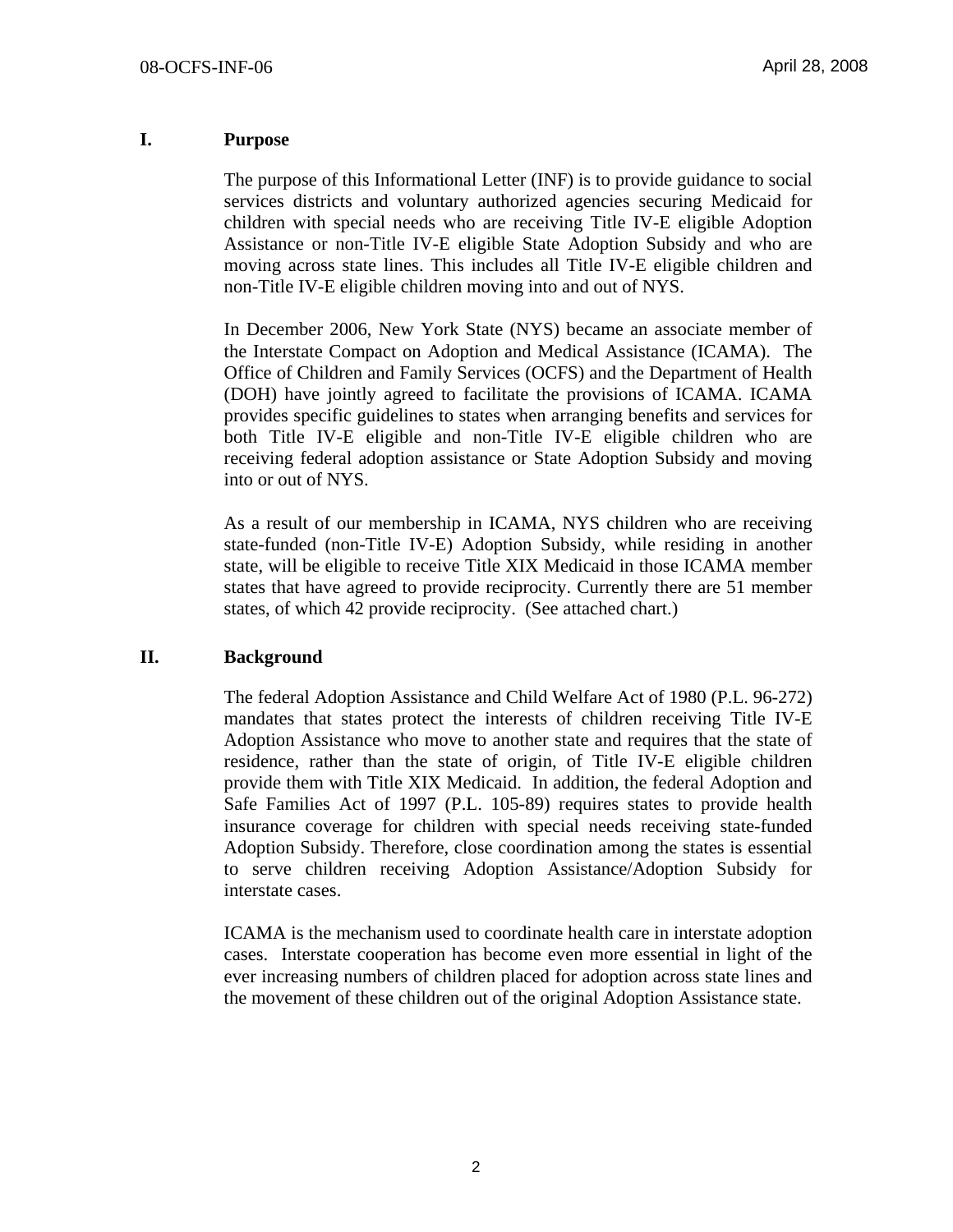## I. Purpose

The purpose of this Informational Letter (INF) is to provide guidance to social services districts and voluntary authorized agencies securing Medicaid for children with special needs who are receiving Title IV-E eligible Adoption Assistance or non-Title IV-E eligible State Adoption Subsidy and who are moving across state lines. This includes all Title IV-E eligible children and non-Title IV-E eligible children moving into and out of NYS.

In December 2006, New York State (NYS) became an associate member of the Interstate Compact on Adoption and Medical Assistance (ICAMA). The Office of Children and Family Services (OCFS) and the Department of Health (DOH) have jointly agreed to facilitate the provisions of ICAMA. ICAMA provides specific guidelines to states when arranging benefits and services for both Title IV-E eligible and non-Title IV-E eligible children who are receiving federal adoption assistance or State Adoption Subsidy and moving into or out of NYS.

As a result of our membership in ICAMA, NYS children who are receiving state-funded (non-Title IV-E) Adoption Subsidy, while residing in another state, will be eligible to receive Title XIX Medicaid in those ICAMA member states that have agreed to provide reciprocity. Currently there are 51 member states, of which 42 provide reciprocity. (See attached chart.)

## II. Background

The federal Adoption Assistance and Child Welfare Act of 1980 (P.L. 96-272) mandates that states protect the interests of children receiving Title IV-E Adoption Assistance who move to another state and requires that the state of residence, rather than the state of origin, of Title IV-E eligible children provide them with Title XIX Medicaid. In addition, the federal Adoption and Safe Families Act of 1997 (P.L. 105-89) requires states to provide health insurance coverage for children with special needs receiving state-funded Adoption Subsidy. Therefore, close coordination among the states is essential to serve children receiving Adoption Assistance/Adoption Subsidy for interstate cases.

ICAMA is the mechanism used to coordinate health care in interstate adoption cases. Interstate cooperation has become even more essential in light of the ever increasing numbers of children placed for adoption across state lines and the movement of these children out of the original Adoption Assistance state.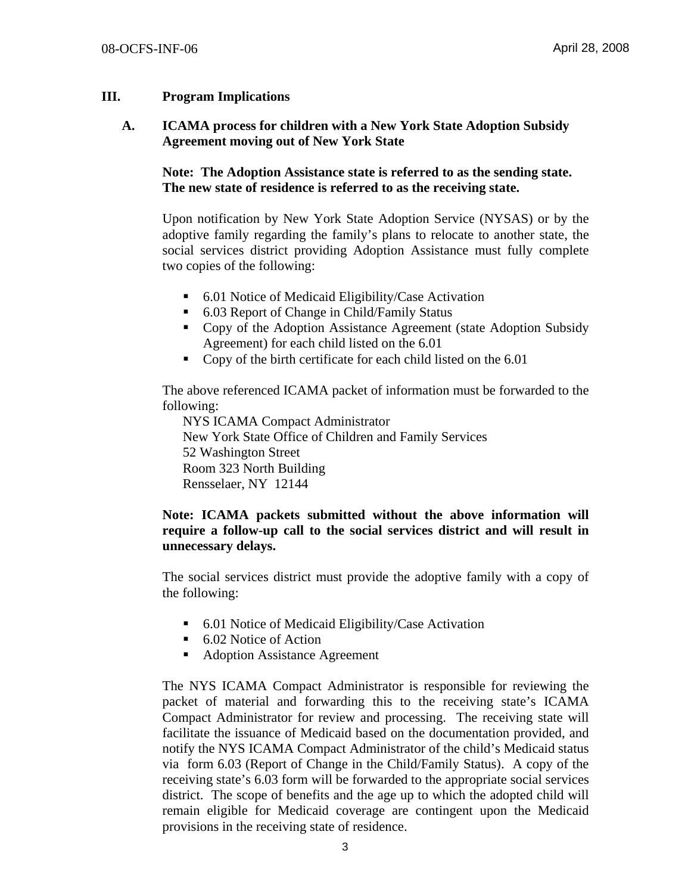## III. Program Implications

### A. ICAMA process for children with a New York State Adoption Subsidy Agreement moving out of New York State

**Note: The Adoption Assistance state is referred to as the sending state. The new state of residence is referred to as the receiving state.**

Upon notification by New York State Adoption Service (NYSAS) or by the adoptive family regarding the family's plans to relocate to another state, the social services district providing Adoption Assistance must fully complete two copies of the following:

- 6.01 Notice of Medicaid Eligibility/Case Activation
- 6.03 Report of Change in Child/Family Status
- Copy of the Adoption Assistance Agreement (state Adoption Subsidy Agreement) for each child listed on the 6.01
- Copy of the birth certificate for each child listed on the 6.01

The above referenced ICAMA packet of information must be forwarded to the following:

NYS ICAMA Compact Administrator
New York State Office of Children and Family Services
52 Washington Street
Room 323 North Building
Rensselaer, NY 12144

**Note: ICAMA packets submitted without the above information will require a follow-up call to the social services district and will result in unnecessary delays.**

The social services district must provide the adoptive family with a copy of the following:

- 6.01 Notice of Medicaid Eligibility/Case Activation
- 6.02 Notice of Action
- Adoption Assistance Agreement

The NYS ICAMA Compact Administrator is responsible for reviewing the packet of material and forwarding this to the receiving state's ICAMA Compact Administrator for review and processing. The receiving state will facilitate the issuance of Medicaid based on the documentation provided, and notify the NYS ICAMA Compact Administrator of the child's Medicaid status via form 6.03 (Report of Change in the Child/Family Status). A copy of the receiving state's 6.03 form will be forwarded to the appropriate social services district. The scope of benefits and the age up to which the adopted child will remain eligible for Medicaid coverage are contingent upon the Medicaid provisions in the receiving state of residence.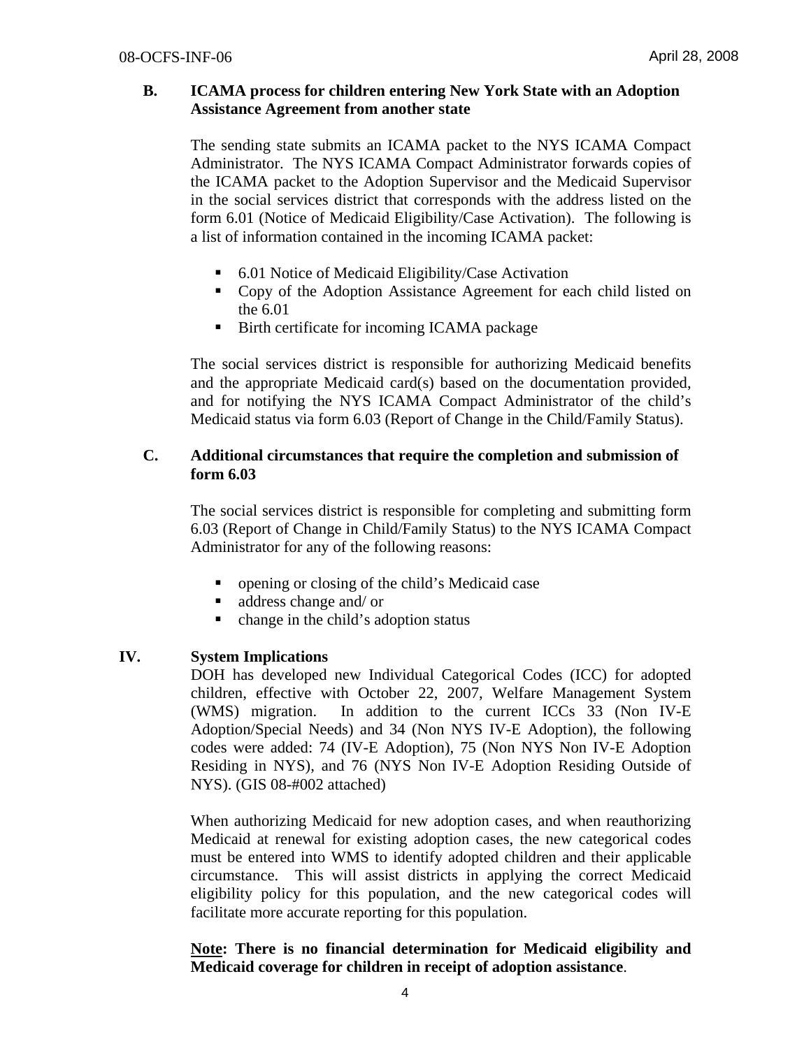### B. ICAMA process for children entering New York State with an Adoption Assistance Agreement from another state

The sending state submits an ICAMA packet to the NYS ICAMA Compact Administrator. The NYS ICAMA Compact Administrator forwards copies of the ICAMA packet to the Adoption Supervisor and the Medicaid Supervisor in the social services district that corresponds with the address listed on the form 6.01 (Notice of Medicaid Eligibility/Case Activation). The following is a list of information contained in the incoming ICAMA packet:

- 6.01 Notice of Medicaid Eligibility/Case Activation
- Copy of the Adoption Assistance Agreement for each child listed on the 6.01
- Birth certificate for incoming ICAMA package

The social services district is responsible for authorizing Medicaid benefits and the appropriate Medicaid card(s) based on the documentation provided, and for notifying the NYS ICAMA Compact Administrator of the child's Medicaid status via form 6.03 (Report of Change in the Child/Family Status).

### C. Additional circumstances that require the completion and submission of form 6.03

The social services district is responsible for completing and submitting form 6.03 (Report of Change in Child/Family Status) to the NYS ICAMA Compact Administrator for any of the following reasons:

- opening or closing of the child's Medicaid case
- address change and/ or
- change in the child's adoption status

## IV. System Implications

DOH has developed new Individual Categorical Codes (ICC) for adopted children, effective with October 22, 2007, Welfare Management System (WMS) migration. In addition to the current ICCs 33 (Non IV-E Adoption/Special Needs) and 34 (Non NYS IV-E Adoption), the following codes were added: 74 (IV-E Adoption), 75 (Non NYS Non IV-E Adoption Residing in NYS), and 76 (NYS Non IV-E Adoption Residing Outside of NYS). (GIS 08-#002 attached)

When authorizing Medicaid for new adoption cases, and when reauthorizing Medicaid at renewal for existing adoption cases, the new categorical codes must be entered into WMS to identify adopted children and their applicable circumstance. This will assist districts in applying the correct Medicaid eligibility policy for this population, and the new categorical codes will facilitate more accurate reporting for this population.

**Note: There is no financial determination for Medicaid eligibility and Medicaid coverage for children in receipt of adoption assistance**.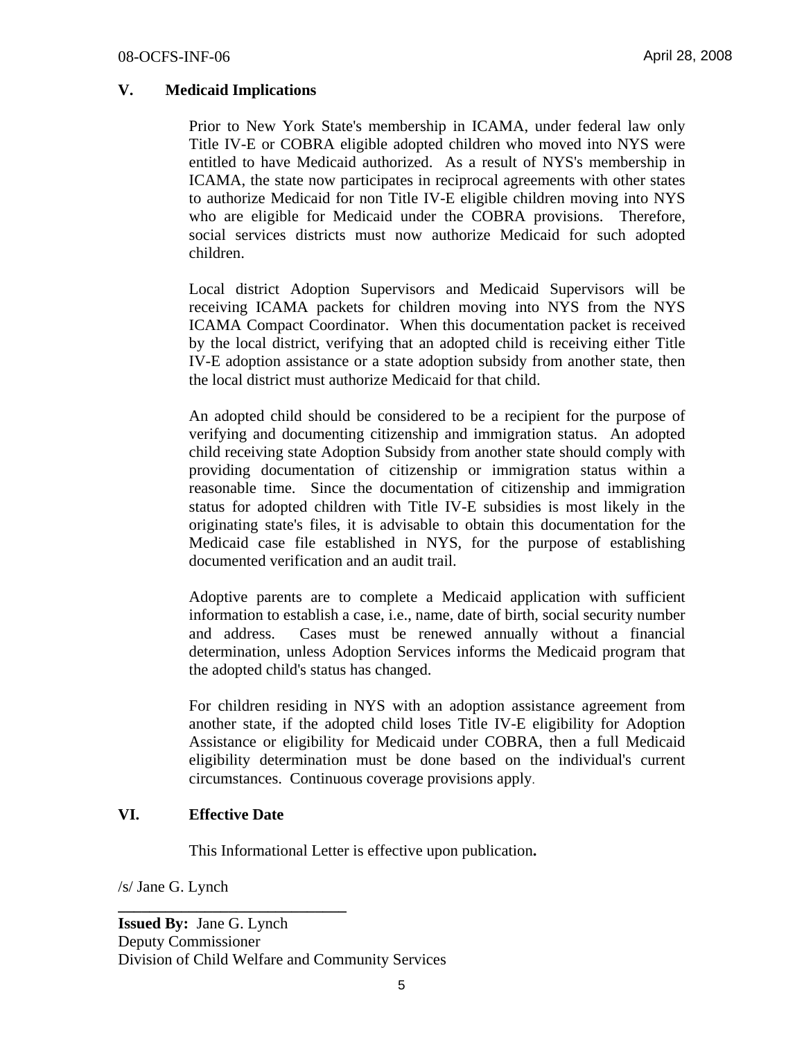## V. Medicaid Implications

Prior to New York State's membership in ICAMA, under federal law only Title IV-E or COBRA eligible adopted children who moved into NYS were entitled to have Medicaid authorized. As a result of NYS's membership in ICAMA, the state now participates in reciprocal agreements with other states to authorize Medicaid for non Title IV-E eligible children moving into NYS who are eligible for Medicaid under the COBRA provisions. Therefore, social services districts must now authorize Medicaid for such adopted children.

Local district Adoption Supervisors and Medicaid Supervisors will be receiving ICAMA packets for children moving into NYS from the NYS ICAMA Compact Coordinator. When this documentation packet is received by the local district, verifying that an adopted child is receiving either Title IV-E adoption assistance or a state adoption subsidy from another state, then the local district must authorize Medicaid for that child.

An adopted child should be considered to be a recipient for the purpose of verifying and documenting citizenship and immigration status. An adopted child receiving state Adoption Subsidy from another state should comply with providing documentation of citizenship or immigration status within a reasonable time. Since the documentation of citizenship and immigration status for adopted children with Title IV-E subsidies is most likely in the originating state's files, it is advisable to obtain this documentation for the Medicaid case file established in NYS, for the purpose of establishing documented verification and an audit trail.

Adoptive parents are to complete a Medicaid application with sufficient information to establish a case, i.e., name, date of birth, social security number and address. Cases must be renewed annually without a financial determination, unless Adoption Services informs the Medicaid program that the adopted child's status has changed.

For children residing in NYS with an adoption assistance agreement from another state, if the adopted child loses Title IV-E eligibility for Adoption Assistance or eligibility for Medicaid under COBRA, then a full Medicaid eligibility determination must be done based on the individual's current circumstances. Continuous coverage provisions apply.

## VI. Effective Date

This Informational Letter is effective upon publication**.**

/s/ Jane G. Lynch

**Issued By:** Jane G. Lynch
Deputy Commissioner
Division of Child Welfare and Community Services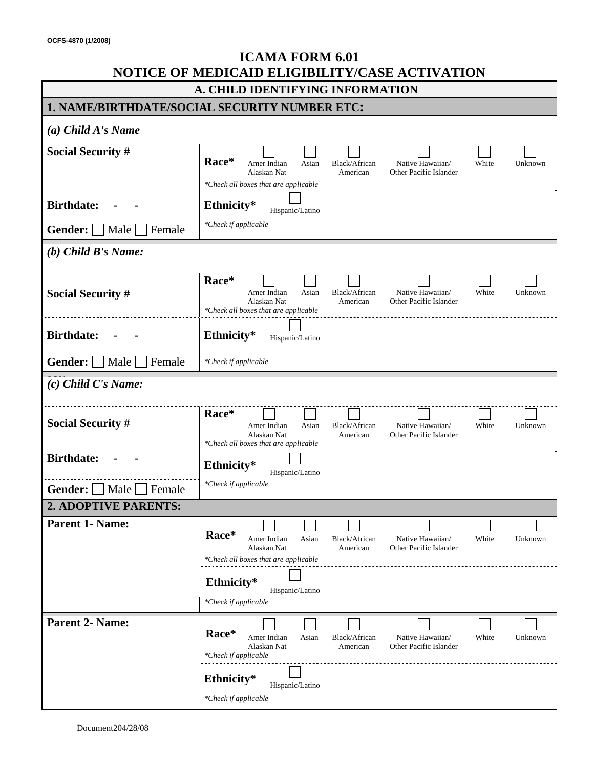OCFS-4870 (1/2008)

# ICAMA FORM 6.01
# NOTICE OF MEDICAID ELIGIBILITY/CASE ACTIVATION

## A. CHILD IDENTIFYING INFORMATION

### 1. NAME/BIRTHDATE/SOCIAL SECURITY NUMBER ETC:

***(a) Child A's Name***

| | |
|---|---|
| **Social Security #** | **Race*** ☐ Amer Indian Alaskan Nat ☐ Asian ☐ Black/African American ☐ Native Hawaiian/ Other Pacific Islander ☐ White ☐ Unknown<br>*\*Check all boxes that are applicable* |
| **Birthdate:** - - | **Ethnicity*** ☐ Hispanic/Latino |
| **Gender:** ☐ Male ☐ Female | *\*Check if applicable* |

***(b) Child B's Name:***

| | |
|---|---|
| **Social Security #** | **Race*** ☐ Amer Indian Alaskan Nat ☐ Asian ☐ Black/African American ☐ Native Hawaiian/ Other Pacific Islander ☐ White ☐ Unknown<br>*\*Check all boxes that are applicable* |
| **Birthdate:** - - | **Ethnicity*** ☐ Hispanic/Latino |
| **Gender:** ☐ Male ☐ Female | *\*Check if applicable* |

***(c) Child C's Name:***

| | |
|---|---|
| **Social Security #** | **Race*** ☐ Amer Indian Alaskan Nat ☐ Asian ☐ Black/African American ☐ Native Hawaiian/ Other Pacific Islander ☐ White ☐ Unknown<br>*\*Check all boxes that are applicable* |
| **Birthdate:** - - | **Ethnicity*** ☐ Hispanic/Latino |
| **Gender:** ☐ Male ☐ Female | *\*Check if applicable* |

### 2. ADOPTIVE PARENTS:

| | |
|---|---|
| **Parent 1- Name:** | **Race*** ☐ Amer Indian Alaskan Nat ☐ Asian ☐ Black/African American ☐ Native Hawaiian/ Other Pacific Islander ☐ White ☐ Unknown<br>*\*Check all boxes that are applicable* |
| | **Ethnicity*** ☐ Hispanic/Latino<br>*\*Check if applicable* |
| **Parent 2- Name:** | **Race*** ☐ Amer Indian Alaskan Nat ☐ Asian ☐ Black/African American ☐ Native Hawaiian/ Other Pacific Islander ☐ White ☐ Unknown<br>*\*Check if applicable* |
| | **Ethnicity*** ☐ Hispanic/Latino<br>*\*Check if applicable* |

Document204/28/08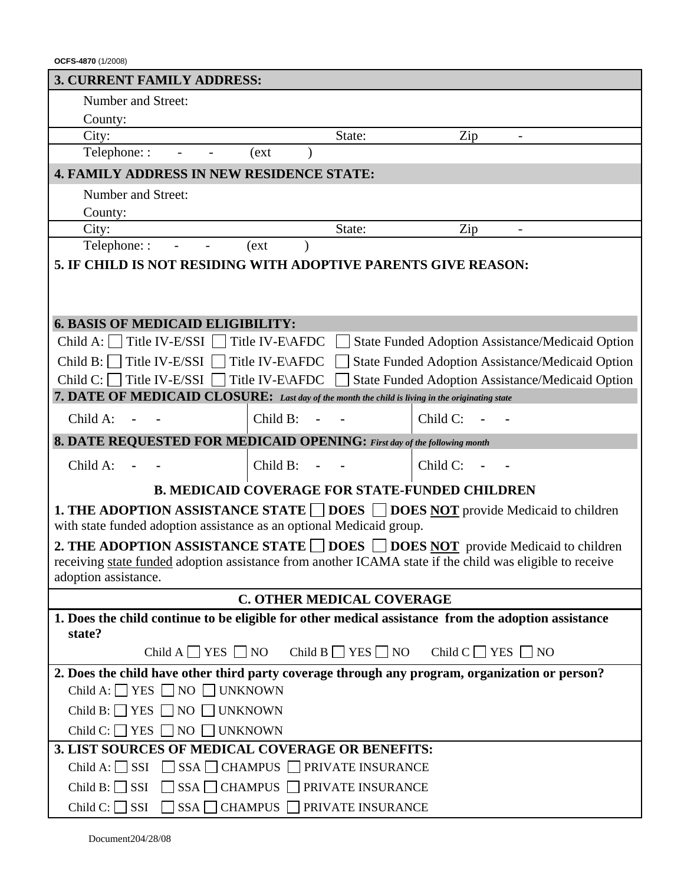OCFS-4870 (1/2008)

### 3. CURRENT FAMILY ADDRESS:

Number and Street:

County:

City: State: Zip -

Telephone: : - - (ext )

### 4. FAMILY ADDRESS IN NEW RESIDENCE STATE:

Number and Street:

County:

City: State: Zip -

Telephone: : - - (ext )

### 5. IF CHILD IS NOT RESIDING WITH ADOPTIVE PARENTS GIVE REASON:

### 6. BASIS OF MEDICAID ELIGIBILITY:

Child A: ☐ Title IV-E/SSI ☐ Title IV-E\AFDC ☐ State Funded Adoption Assistance/Medicaid Option

Child B: ☐ Title IV-E/SSI ☐ Title IV-E\AFDC ☐ State Funded Adoption Assistance/Medicaid Option

Child C: ☐ Title IV-E/SSI ☐ Title IV-E\AFDC ☐ State Funded Adoption Assistance/Medicaid Option

### 7. DATE OF MEDICAID CLOSURE: *Last day of the month the child is living in the originating state*

| Child A: - - | Child B: - - | Child C: - - |
|---|---|---|

### 8. DATE REQUESTED FOR MEDICAID OPENING: *First day of the following month*

| Child A: - - | Child B: - - | Child C: - - |
|---|---|---|

## B. MEDICAID COVERAGE FOR STATE-FUNDED CHILDREN

**1. THE ADOPTION ASSISTANCE STATE ☐ DOES ☐ DOES NOT** provide Medicaid to children with state funded adoption assistance as an optional Medicaid group.

**2. THE ADOPTION ASSISTANCE STATE ☐ DOES ☐ DOES NOT** provide Medicaid to children receiving state funded adoption assistance from another ICAMA state if the child was eligible to receive adoption assistance.

## C. OTHER MEDICAL COVERAGE

**1. Does the child continue to be eligible for other medical assistance from the adoption assistance state?**

Child A ☐ YES ☐ NO Child B ☐ YES ☐ NO Child C ☐ YES ☐ NO

**2. Does the child have other third party coverage through any program, organization or person?**

Child A: ☐ YES ☐ NO ☐ UNKNOWN

Child B: ☐ YES ☐ NO ☐ UNKNOWN

Child C: ☐ YES ☐ NO ☐ UNKNOWN

**3. LIST SOURCES OF MEDICAL COVERAGE OR BENEFITS:**

Child A: ☐ SSI ☐ SSA ☐ CHAMPUS ☐ PRIVATE INSURANCE

Child B: ☐ SSI ☐ SSA ☐ CHAMPUS ☐ PRIVATE INSURANCE

Child C: ☐ SSI ☐ SSA ☐ CHAMPUS ☐ PRIVATE INSURANCE

Document204/28/08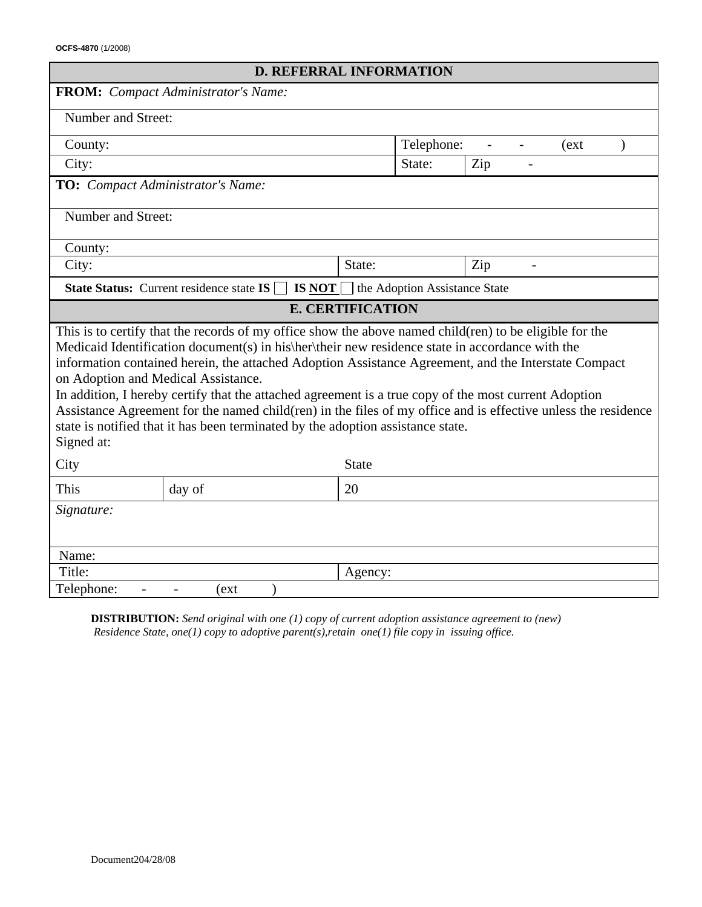OCFS-4870 (1/2008)

## D. REFERRAL INFORMATION

| | | | |
|---|---|---|---|
| **FROM:** *Compact Administrator's Name:* | | | |
| Number and Street: | | | |
| County: | | Telephone: - - (ext ) | |
| City: | | State: | Zip - |
| **TO:** *Compact Administrator's Name:* | | | |
| Number and Street: | | | |
| County: | | | |
| City: | State: | | Zip - |
| **State Status:** Current residence state **IS** ☐ **IS NOT** ☐ the Adoption Assistance State | | | |

## E. CERTIFICATION

This is to certify that the records of my office show the above named child(ren) to be eligible for the Medicaid Identification document(s) in his\her\their new residence state in accordance with the information contained herein, the attached Adoption Assistance Agreement, and the Interstate Compact on Adoption and Medical Assistance.

In addition, I hereby certify that the attached agreement is a true copy of the most current Adoption Assistance Agreement for the named child(ren) in the files of my office and is effective unless the residence state is notified that it has been terminated by the adoption assistance state.

Signed at:

| | | |
|---|---|---|
| City | | State |
| This | day of | 20 |
| *Signature:* | | |
| Name: | | |
| Title: | | Agency: |
| Telephone: - - (ext ) | | |

**DISTRIBUTION:** *Send original with one (1) copy of current adoption assistance agreement to (new) Residence State, one(1) copy to adoptive parent(s),retain one(1) file copy in issuing office.*

Document204/28/08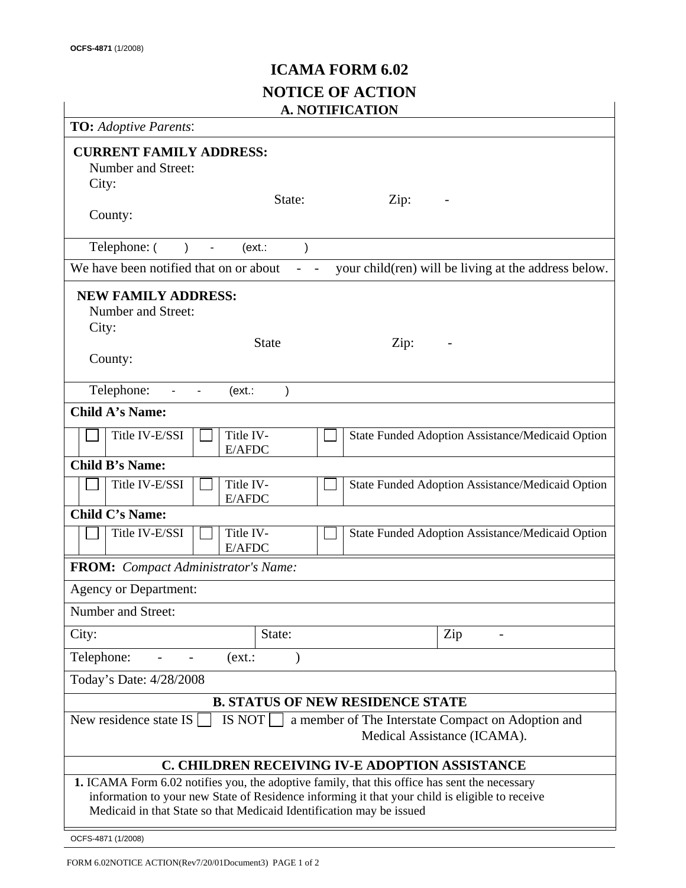OCFS-4871 (1/2008)

# ICAMA FORM 6.02

# NOTICE OF ACTION

## A. NOTIFICATION

**TO:** *Adoptive Parents*:

**CURRENT FAMILY ADDRESS:**
Number and Street:
City:
State: Zip: -
County:

Telephone: ( ) - (ext.: )

We have been notified that on or about - - your child(ren) will be living at the address below.

**NEW FAMILY ADDRESS:**
Number and Street:
City:
State Zip: -
County:

Telephone: - - (ext.: )

**Child A's Name:**

| | | | |
|---|---|---|---|
| ☐ Title IV-E/SSI | ☐ Title IV-E/AFDC | ☐ State Funded Adoption Assistance/Medicaid Option |

**Child B's Name:**

| | | |
|---|---|---|
| ☐ Title IV-E/SSI | ☐ Title IV-E/AFDC | ☐ State Funded Adoption Assistance/Medicaid Option |

**Child C's Name:**

| | | |
|---|---|---|
| ☐ Title IV-E/SSI | ☐ Title IV-E/AFDC | ☐ State Funded Adoption Assistance/Medicaid Option |

**FROM:** *Compact Administrator's Name:*

Agency or Department:

Number and Street:

| City: | State: | Zip - |
|---|---|---|

Telephone: - - (ext.: )

Today's Date: 4/28/2008

## B. STATUS OF NEW RESIDENCE STATE

New residence state IS ☐ IS NOT ☐ a member of The Interstate Compact on Adoption and Medical Assistance (ICAMA).

## C. CHILDREN RECEIVING IV-E ADOPTION ASSISTANCE

**1.** ICAMA Form 6.02 notifies you, the adoptive family, that this office has sent the necessary information to your new State of Residence informing it that your child is eligible to receive Medicaid in that State so that Medicaid Identification may be issued

OCFS-4871 (1/2008)

FORM 6.02NOTICE ACTION(Rev7/20/01Document3)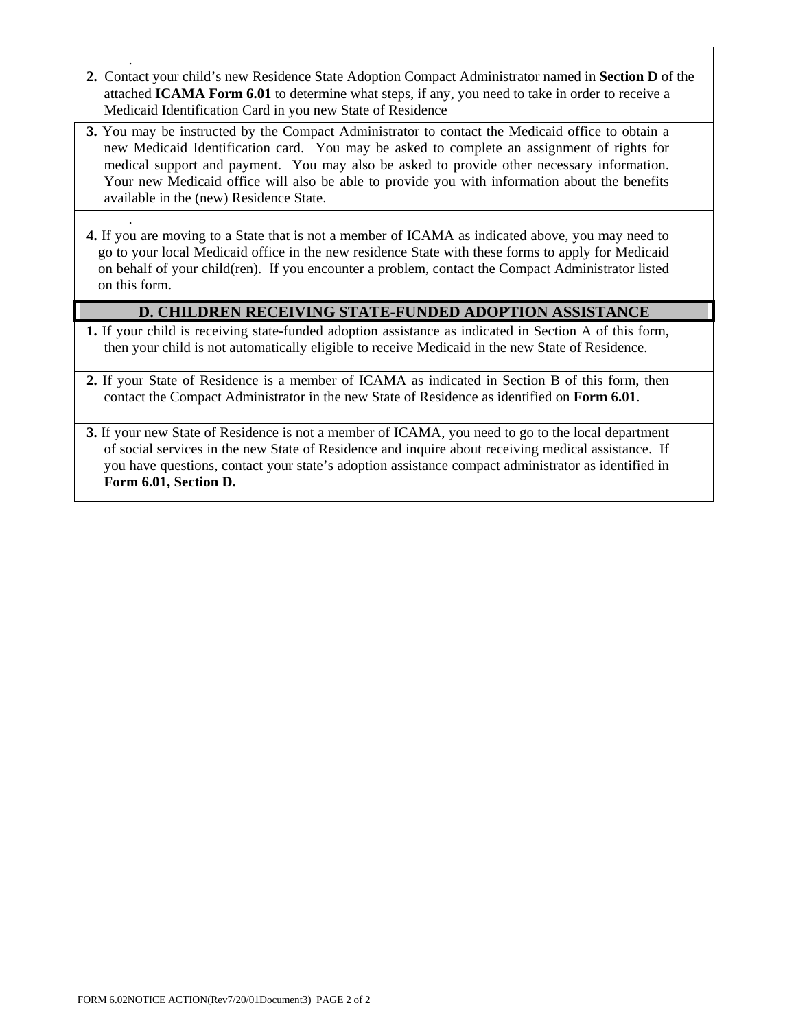2. Contact your child's new Residence State Adoption Compact Administrator named in **Section D** of the attached **ICAMA Form 6.01** to determine what steps, if any, you need to take in order to receive a Medicaid Identification Card in you new State of Residence

3. You may be instructed by the Compact Administrator to contact the Medicaid office to obtain a new Medicaid Identification card. You may be asked to complete an assignment of rights for medical support and payment. You may also be asked to provide other necessary information. Your new Medicaid office will also be able to provide you with information about the benefits available in the (new) Residence State.

4. If you are moving to a State that is not a member of ICAMA as indicated above, you may need to go to your local Medicaid office in the new residence State with these forms to apply for Medicaid on behalf of your child(ren). If you encounter a problem, contact the Compact Administrator listed on this form.

## D. CHILDREN RECEIVING STATE-FUNDED ADOPTION ASSISTANCE

1. If your child is receiving state-funded adoption assistance as indicated in Section A of this form, then your child is not automatically eligible to receive Medicaid in the new State of Residence.

2. If your State of Residence is a member of ICAMA as indicated in Section B of this form, then contact the Compact Administrator in the new State of Residence as identified on **Form 6.01**.

3. If your new State of Residence is not a member of ICAMA, you need to go to the local department of social services in the new State of Residence and inquire about receiving medical assistance. If you have questions, contact your state's adoption assistance compact administrator as identified in **Form 6.01, Section D.**

FORM 6.02NOTICE ACTION(Rev7/20/01Document3)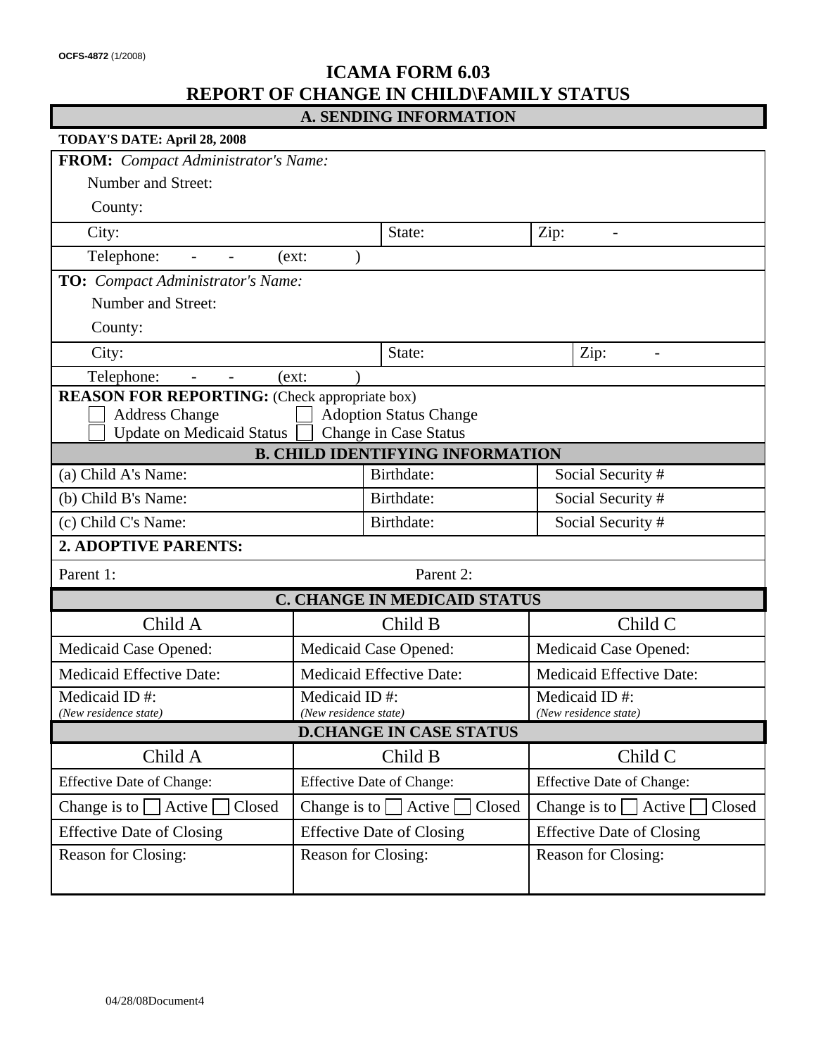OCFS-4872 (1/2008)

# ICAMA FORM 6.03
# REPORT OF CHANGE IN CHILD\FAMILY STATUS

## A. SENDING INFORMATION

**TODAY'S DATE: April 28, 2008**

**FROM:** *Compact Administrator's Name:*

Number and Street:

County:

| City: | State: | Zip: - |
|---|---|---|

Telephone: - - (ext: )

**TO:** *Compact Administrator's Name:*

Number and Street:

County:

| City: | State: | Zip: - |
|---|---|---|

Telephone: - - (ext: )

**REASON FOR REPORTING:** (Check appropriate box)

☐ Address Change ☐ Adoption Status Change
☐ Update on Medicaid Status ☐ Change in Case Status

## B. CHILD IDENTIFYING INFORMATION

| (a) Child A's Name: | Birthdate: | Social Security # |
|---|---|---|
| (b) Child B's Name: | Birthdate: | Social Security # |
| (c) Child C's Name: | Birthdate: | Social Security # |

**2. ADOPTIVE PARENTS:**

Parent 1: Parent 2:

## C. CHANGE IN MEDICAID STATUS

| Child A | Child B | Child C |
|---|---|---|
| Medicaid Case Opened: | Medicaid Case Opened: | Medicaid Case Opened: |
| Medicaid Effective Date: | Medicaid Effective Date: | Medicaid Effective Date: |
| Medicaid ID #: *(New residence state)* | Medicaid ID #: *(New residence state)* | Medicaid ID #: *(New residence state)* |

## D. CHANGE IN CASE STATUS

| Child A | Child B | Child C |
|---|---|---|
| Effective Date of Change: | Effective Date of Change: | Effective Date of Change: |
| Change is to ☐ Active ☐ Closed | Change is to ☐ Active ☐ Closed | Change is to ☐ Active ☐ Closed |
| Effective Date of Closing | Effective Date of Closing | Effective Date of Closing |
| Reason for Closing: | Reason for Closing: | Reason for Closing: |

04/28/08Document4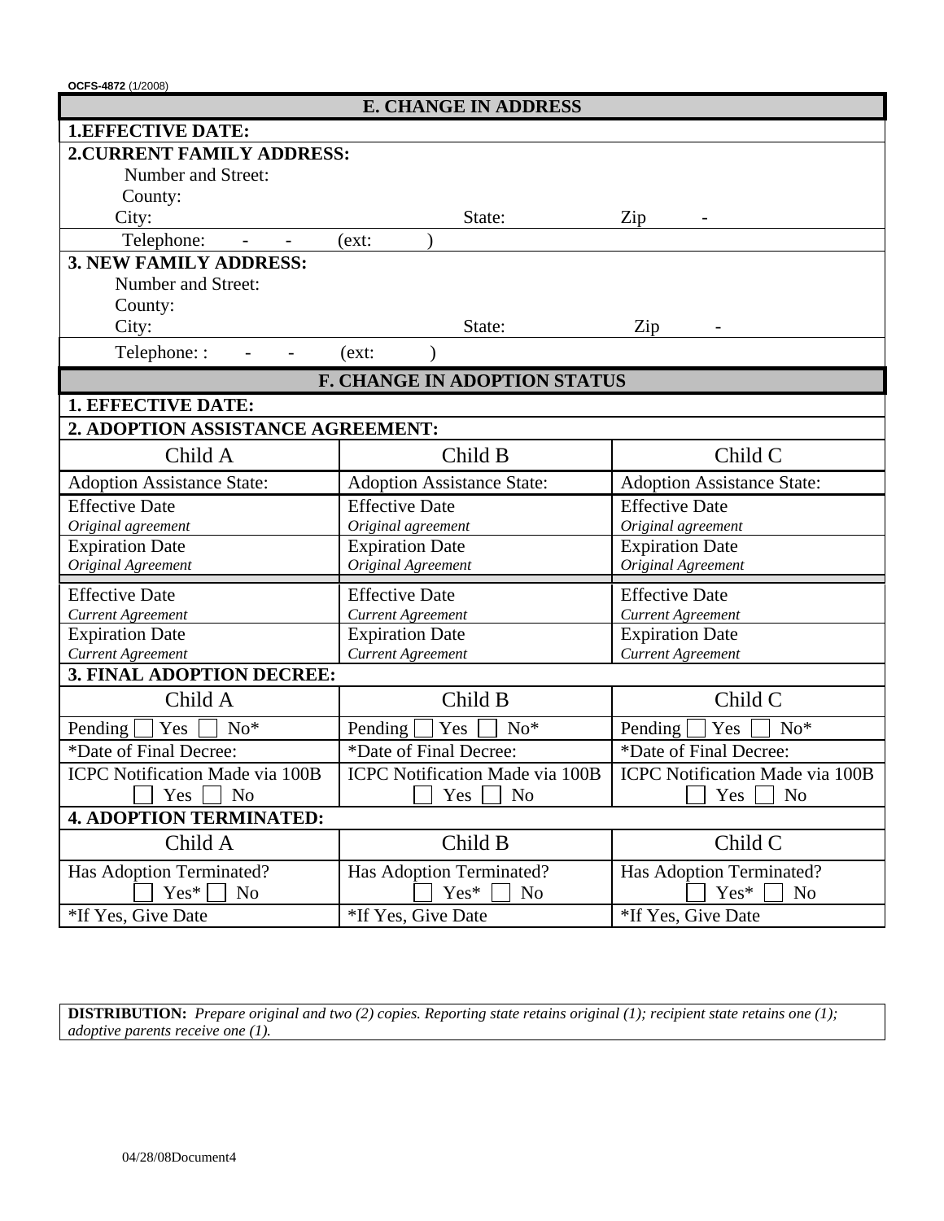OCFS-4872 (1/2008)

## E. CHANGE IN ADDRESS

**1.EFFECTIVE DATE:**

**2.CURRENT FAMILY ADDRESS:**

Number and Street:

County:

City: State: Zip -

Telephone: - - (ext: )

**3. NEW FAMILY ADDRESS:**

Number and Street:

County:

City: State: Zip -

Telephone: : - - (ext: )

## F. CHANGE IN ADOPTION STATUS

**1. EFFECTIVE DATE:**

**2. ADOPTION ASSISTANCE AGREEMENT:**

| Child A | Child B | Child C |
|---|---|---|
| Adoption Assistance State: | Adoption Assistance State: | Adoption Assistance State: |
| Effective Date *Original agreement* | Effective Date *Original agreement* | Effective Date *Original agreement* |
| Expiration Date *Original Agreement* | Expiration Date *Original Agreement* | Expiration Date *Original Agreement* |
| Effective Date *Current Agreement* | Effective Date *Current Agreement* | Effective Date *Current Agreement* |
| Expiration Date *Current Agreement* | Expiration Date *Current Agreement* | Expiration Date *Current Agreement* |

**3. FINAL ADOPTION DECREE:**

| Child A | Child B | Child C |
|---|---|---|
| Pending ☐ Yes ☐ No* | Pending ☐ Yes ☐ No* | Pending ☐ Yes ☐ No* |
| *Date of Final Decree: | *Date of Final Decree: | *Date of Final Decree: |
| ICPC Notification Made via 100B ☐ Yes ☐ No | ICPC Notification Made via 100B ☐ Yes ☐ No | ICPC Notification Made via 100B ☐ Yes ☐ No |

**4. ADOPTION TERMINATED:**

| Child A | Child B | Child C |
|---|---|---|
| Has Adoption Terminated? ☐ Yes* ☐ No | Has Adoption Terminated? ☐ Yes* ☐ No | Has Adoption Terminated? ☐ Yes* ☐ No |
| *If Yes, Give Date | *If Yes, Give Date | *If Yes, Give Date |

**DISTRIBUTION:** *Prepare original and two (2) copies. Reporting state retains original (1); recipient state retains one (1); adoptive parents receive one (1).*

04/28/08Document4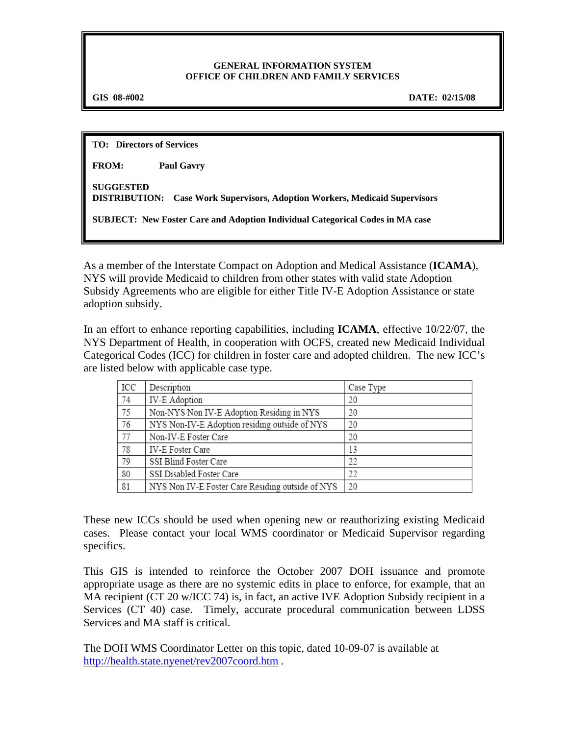**GENERAL INFORMATION SYSTEM**
**OFFICE OF CHILDREN AND FAMILY SERVICES**

**GIS 08-#002** **DATE: 02/15/08**

**TO:** **Directors of Services**

**FROM:** **Paul Gavry**

**SUGGESTED DISTRIBUTION:** **Case Work Supervisors, Adoption Workers, Medicaid Supervisors**

**SUBJECT:** **New Foster Care and Adoption Individual Categorical Codes in MA case**

As a member of the Interstate Compact on Adoption and Medical Assistance (**ICAMA**), NYS will provide Medicaid to children from other states with valid state Adoption Subsidy Agreements who are eligible for either Title IV-E Adoption Assistance or state adoption subsidy.

In an effort to enhance reporting capabilities, including **ICAMA**, effective 10/22/07, the NYS Department of Health, in cooperation with OCFS, created new Medicaid Individual Categorical Codes (ICC) for children in foster care and adopted children. The new ICC's are listed below with applicable case type.

| ICC | Description | Case Type |
|---|---|---|
| 74 | IV-E Adoption | 20 |
| 75 | Non-NYS Non IV-E Adoption Residing in NYS | 20 |
| 76 | NYS Non-IV-E Adoption residing outside of NYS | 20 |
| 77 | Non-IV-E Foster Care | 20 |
| 78 | IV-E Foster Care | 13 |
| 79 | SSI Blind Foster Care | 22 |
| 80 | SSI Disabled Foster Care | 22 |
| 81 | NYS Non IV-E Foster Care Residing outside of NYS | 20 |

These new ICCs should be used when opening new or reauthorizing existing Medicaid cases. Please contact your local WMS coordinator or Medicaid Supervisor regarding specifics.

This GIS is intended to reinforce the October 2007 DOH issuance and promote appropriate usage as there are no systemic edits in place to enforce, for example, that an MA recipient (CT 20 w/ICC 74) is, in fact, an active IVE Adoption Subsidy recipient in a Services (CT 40) case. Timely, accurate procedural communication between LDSS Services and MA staff is critical.

The DOH WMS Coordinator Letter on this topic, dated 10-09-07 is available at http://health.state.nyenet/rev2007coord.htm .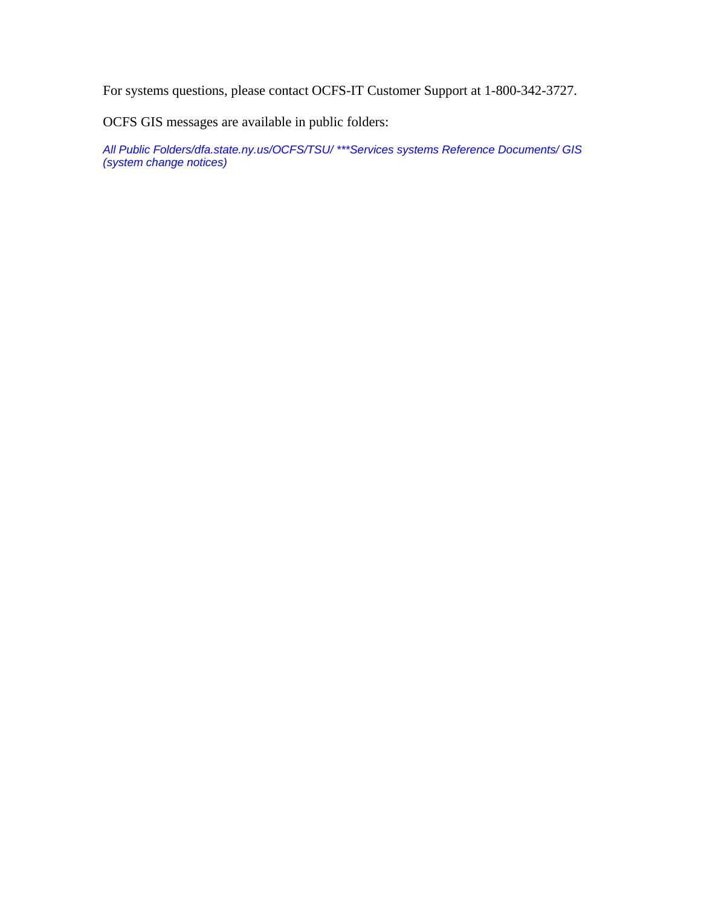For systems questions, please contact OCFS-IT Customer Support at 1-800-342-3727.

OCFS GIS messages are available in public folders:

*All Public Folders/dfa.state.ny.us/OCFS/TSU/ ***Services systems Reference Documents/ GIS (system change notices)*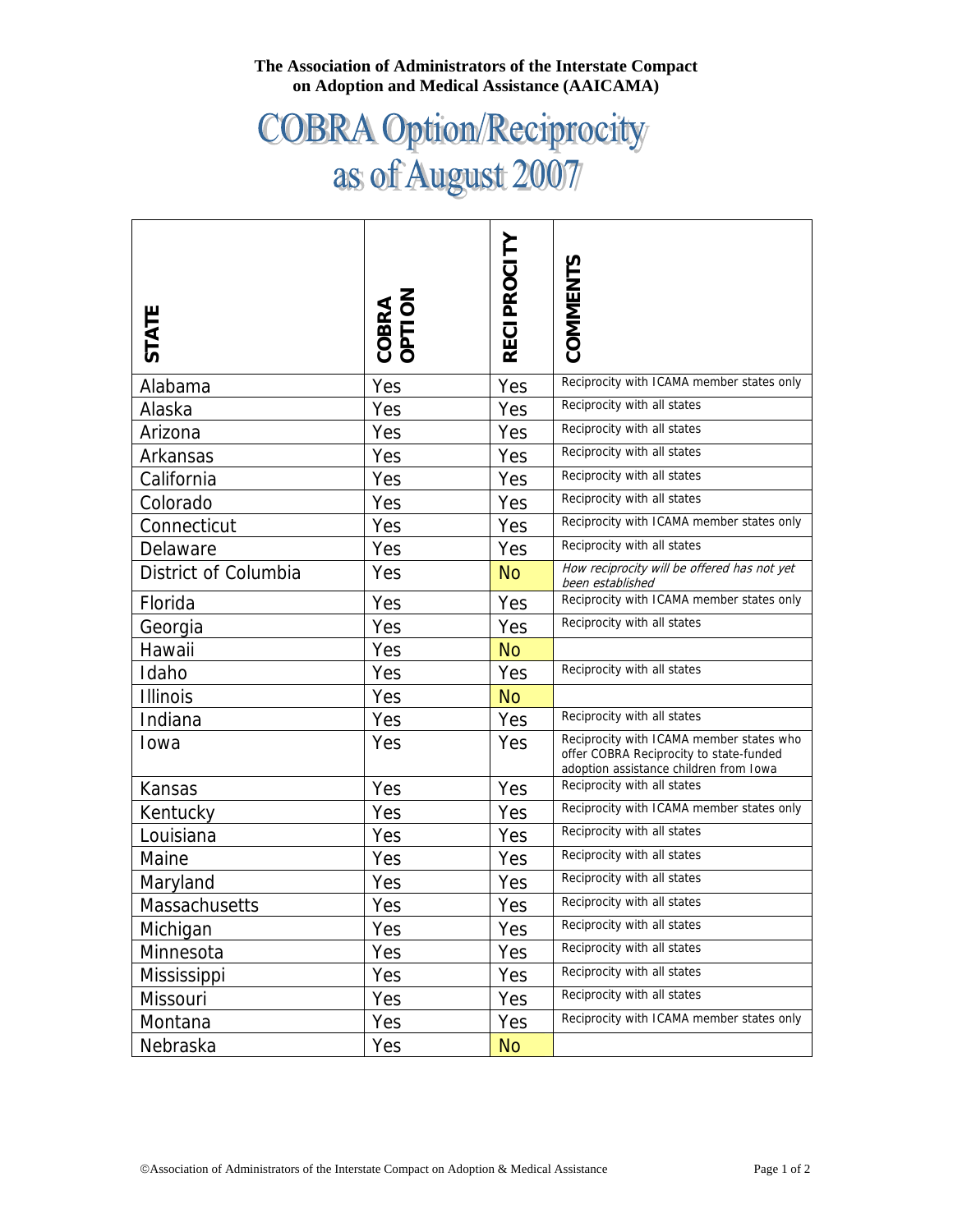**The Association of Administrators of the Interstate Compact on Adoption and Medical Assistance (AAICAMA)**

# COBRA Option/Reciprocity as of August 2007

| STATE | COBRA OPTION | RECIPROCITY | COMMENTS |
|---|---|---|---|
| Alabama | Yes | Yes | Reciprocity with ICAMA member states only |
| Alaska | Yes | Yes | Reciprocity with all states |
| Arizona | Yes | Yes | Reciprocity with all states |
| Arkansas | Yes | Yes | Reciprocity with all states |
| California | Yes | Yes | Reciprocity with all states |
| Colorado | Yes | Yes | Reciprocity with all states |
| Connecticut | Yes | Yes | Reciprocity with ICAMA member states only |
| Delaware | Yes | Yes | Reciprocity with all states |
| District of Columbia | Yes | No | *How reciprocity will be offered has not yet been established* |
| Florida | Yes | Yes | Reciprocity with ICAMA member states only |
| Georgia | Yes | Yes | Reciprocity with all states |
| Hawaii | Yes | No | |
| Idaho | Yes | Yes | Reciprocity with all states |
| Illinois | Yes | No | |
| Indiana | Yes | Yes | Reciprocity with all states |
| Iowa | Yes | Yes | Reciprocity with ICAMA member states who offer COBRA Reciprocity to state-funded adoption assistance children from Iowa |
| Kansas | Yes | Yes | Reciprocity with all states |
| Kentucky | Yes | Yes | Reciprocity with ICAMA member states only |
| Louisiana | Yes | Yes | Reciprocity with all states |
| Maine | Yes | Yes | Reciprocity with all states |
| Maryland | Yes | Yes | Reciprocity with all states |
| Massachusetts | Yes | Yes | Reciprocity with all states |
| Michigan | Yes | Yes | Reciprocity with all states |
| Minnesota | Yes | Yes | Reciprocity with all states |
| Mississippi | Yes | Yes | Reciprocity with all states |
| Missouri | Yes | Yes | Reciprocity with all states |
| Montana | Yes | Yes | Reciprocity with ICAMA member states only |
| Nebraska | Yes | No | |

©Association of Administrators of the Interstate Compact on Adoption & Medical Assistance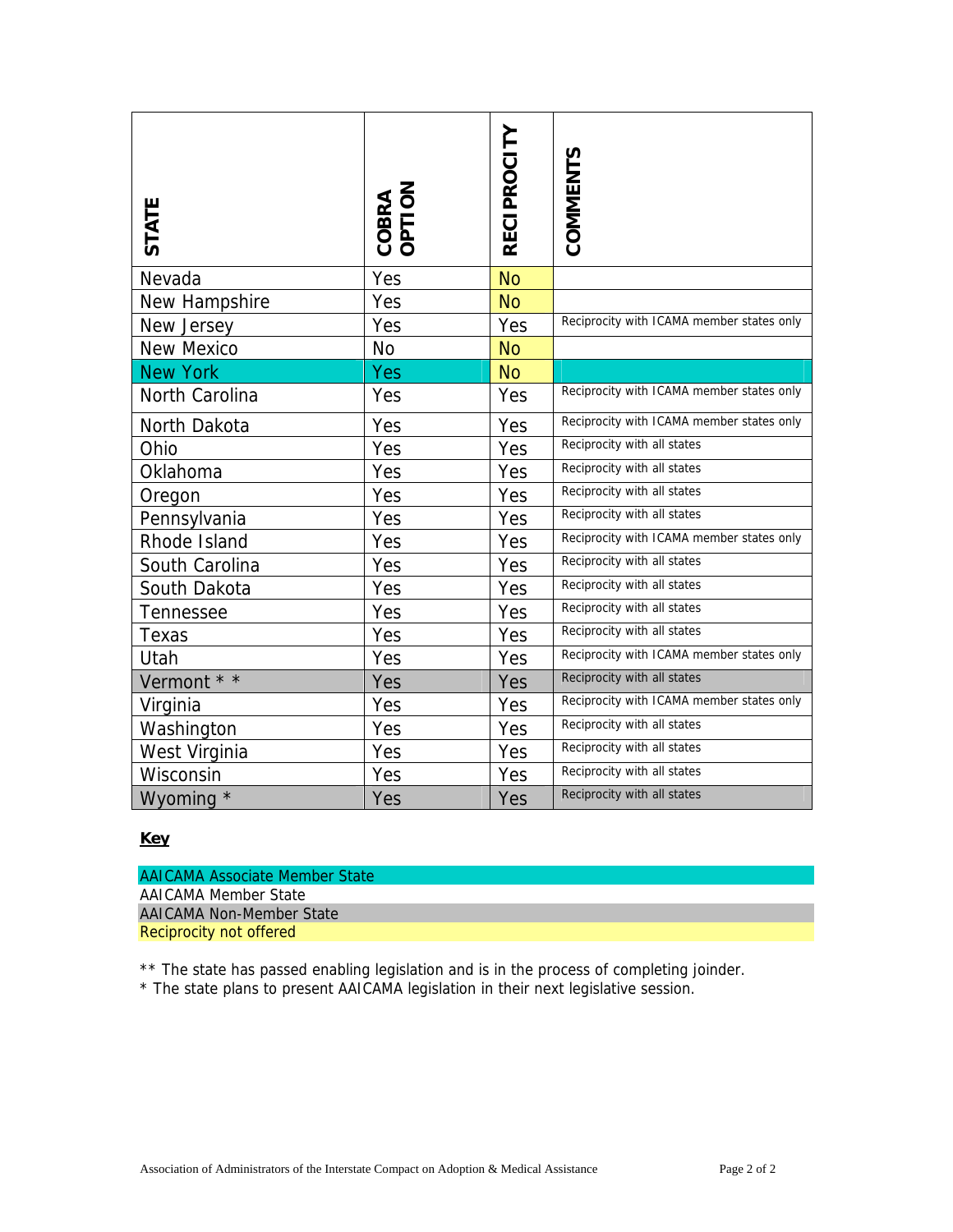| STATE | COBRA OPTION | RECIPROCITY | COMMENTS |
|---|---|---|---|
| Nevada | Yes | No | |
| New Hampshire | Yes | No | |
| New Jersey | Yes | Yes | Reciprocity with ICAMA member states only |
| New Mexico | No | No | |
| New York | Yes | No | |
| North Carolina | Yes | Yes | Reciprocity with ICAMA member states only |
| North Dakota | Yes | Yes | Reciprocity with ICAMA member states only |
| Ohio | Yes | Yes | Reciprocity with all states |
| Oklahoma | Yes | Yes | Reciprocity with all states |
| Oregon | Yes | Yes | Reciprocity with all states |
| Pennsylvania | Yes | Yes | Reciprocity with all states |
| Rhode Island | Yes | Yes | Reciprocity with ICAMA member states only |
| South Carolina | Yes | Yes | Reciprocity with all states |
| South Dakota | Yes | Yes | Reciprocity with all states |
| Tennessee | Yes | Yes | Reciprocity with all states |
| Texas | Yes | Yes | Reciprocity with all states |
| Utah | Yes | Yes | Reciprocity with ICAMA member states only |
| Vermont * * | Yes | Yes | Reciprocity with all states |
| Virginia | Yes | Yes | Reciprocity with ICAMA member states only |
| Washington | Yes | Yes | Reciprocity with all states |
| West Virginia | Yes | Yes | Reciprocity with all states |
| Wisconsin | Yes | Yes | Reciprocity with all states |
| Wyoming * | Yes | Yes | Reciprocity with all states |

**Key**

AAICAMA Associate Member State
AAICAMA Member State
AAICAMA Non-Member State
Reciprocity not offered

** The state has passed enabling legislation and is in the process of completing joinder.
* The state plans to present AAICAMA legislation in their next legislative session.